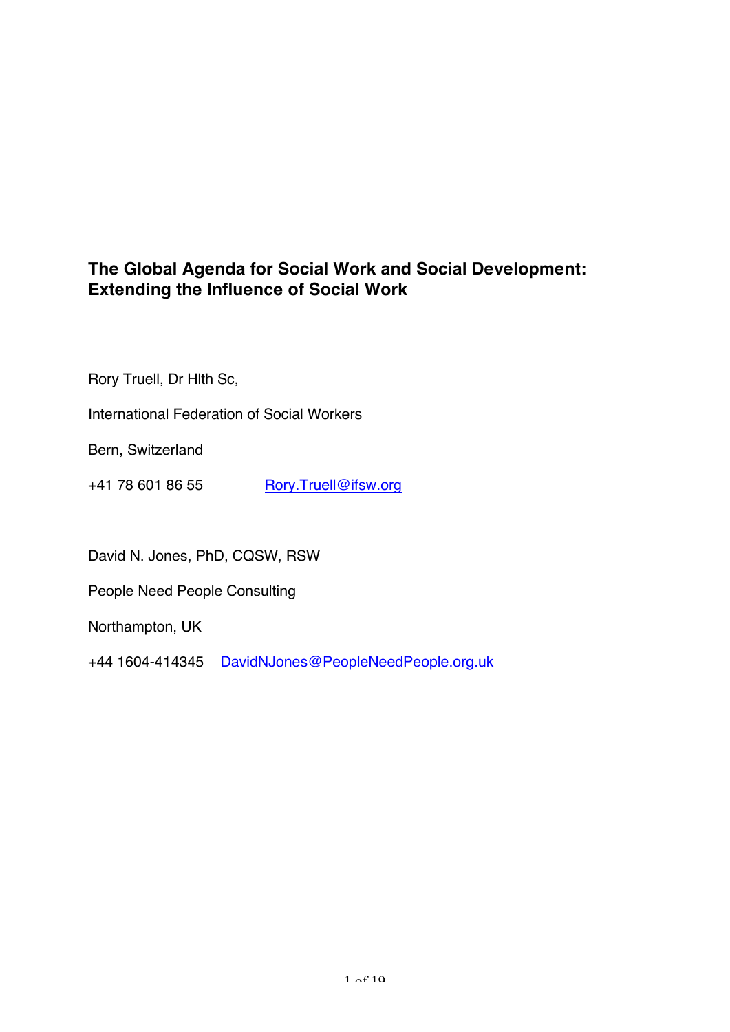# The Global Agenda for Social Work and Social Development: Extending the Influence of Social Work

Rory Truell, Dr Hlth Sc,

International Federation of Social Workers

Bern, Switzerland

+41 78 601 86 55 Rory.Truell@ifsw.org

David N. Jones, PhD, CQSW, RSW

People Need People Consulting

Northampton, UK

+44 1604-414345 DavidNJones@PeopleNeedPeople.org.uk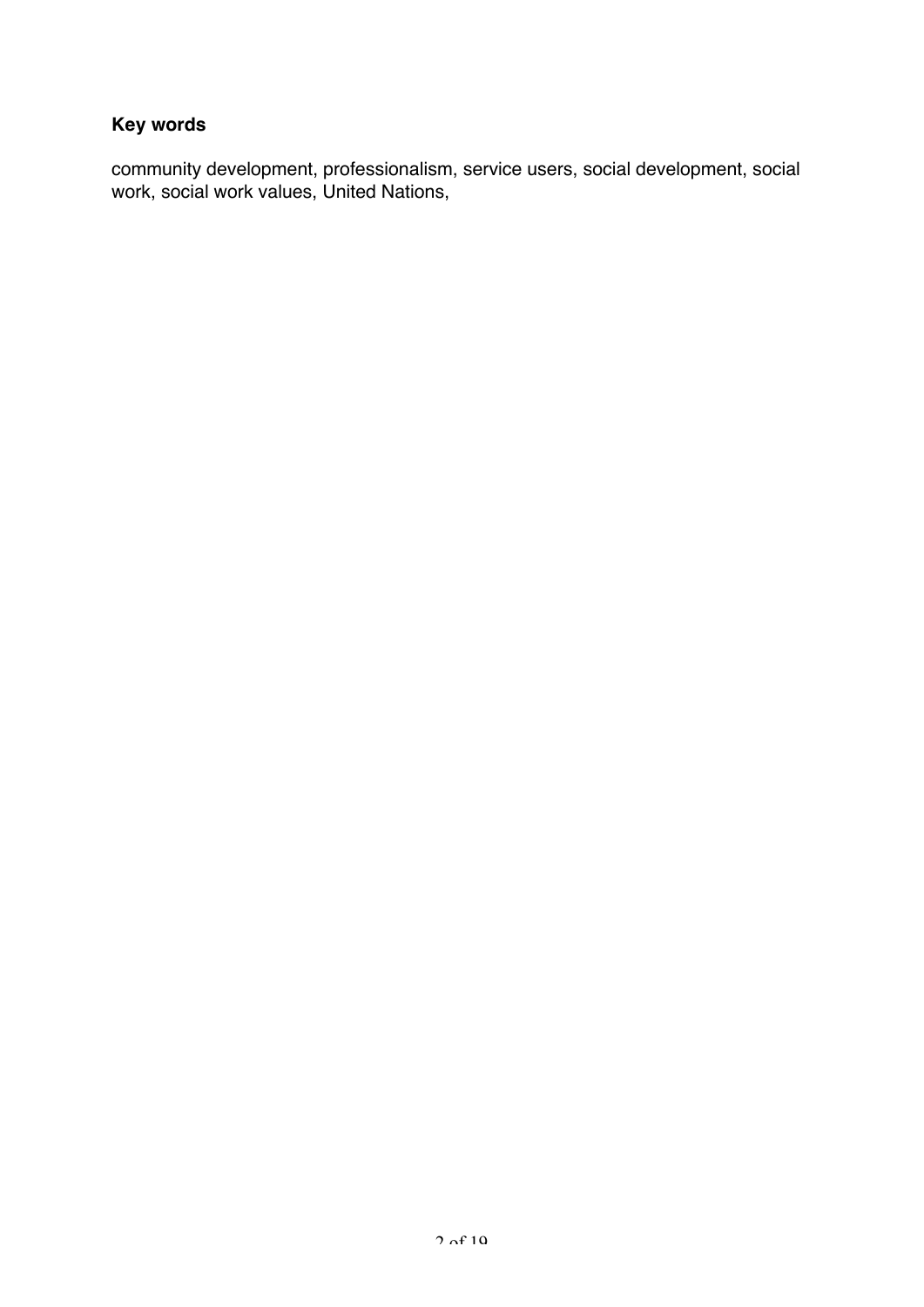**Key words**

community development, professionalism, service users, social development, social work, social work values, United Nations,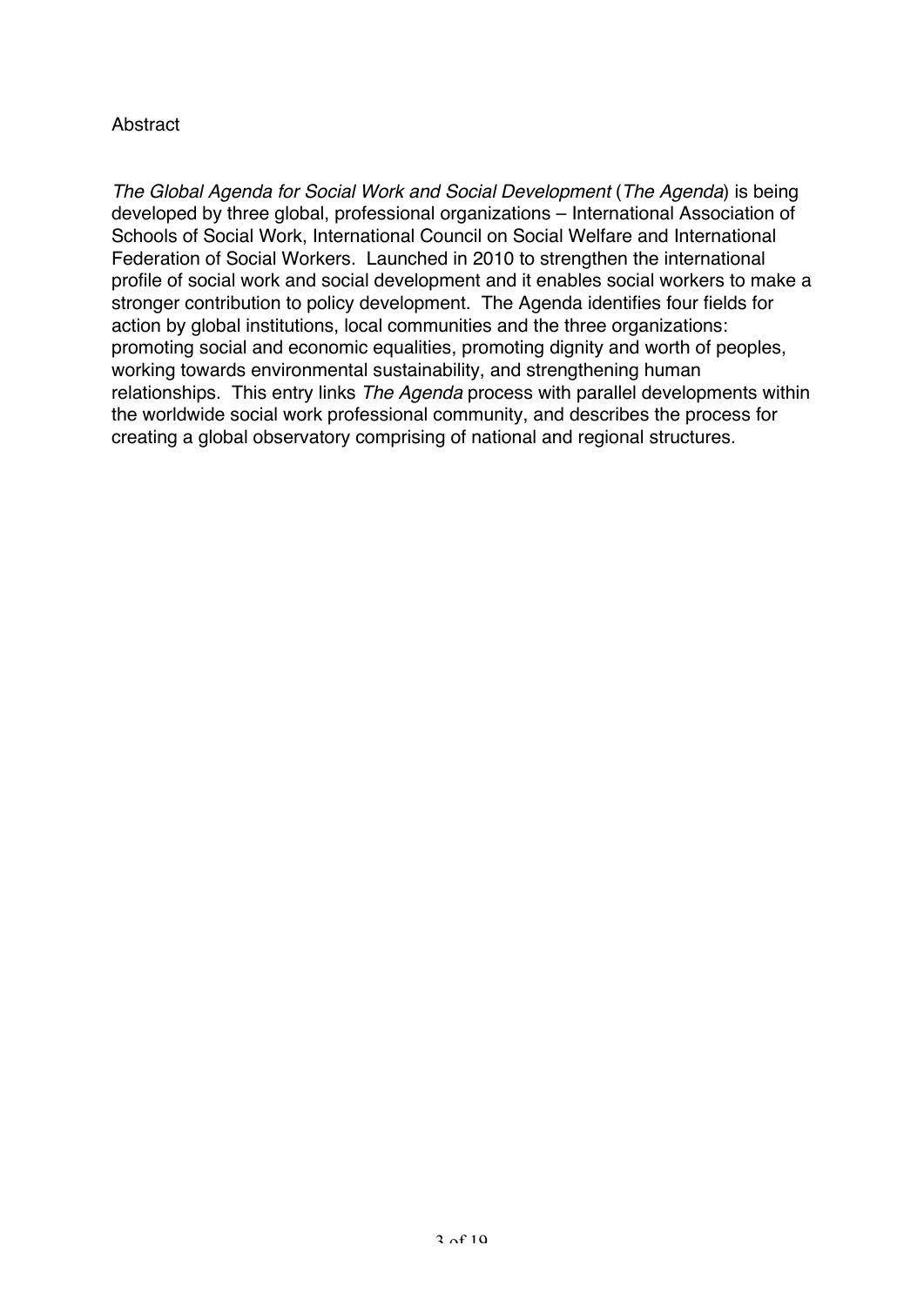# Abstract

*The Global Agenda for Social Work and Social Development* (*The Agenda*) is being developed by three global, professional organizations – International Association of Schools of Social Work, International Council on Social Welfare and International Federation of Social Workers. Launched in 2010 to strengthen the international profile of social work and social development and it enables social workers to make a stronger contribution to policy development. The Agenda identifies four fields for action by global institutions, local communities and the three organizations: promoting social and economic equalities, promoting dignity and worth of peoples, working towards environmental sustainability, and strengthening human relationships. This entry links *The Agenda* process with parallel developments within the worldwide social work professional community, and describes the process for creating a global observatory comprising of national and regional structures.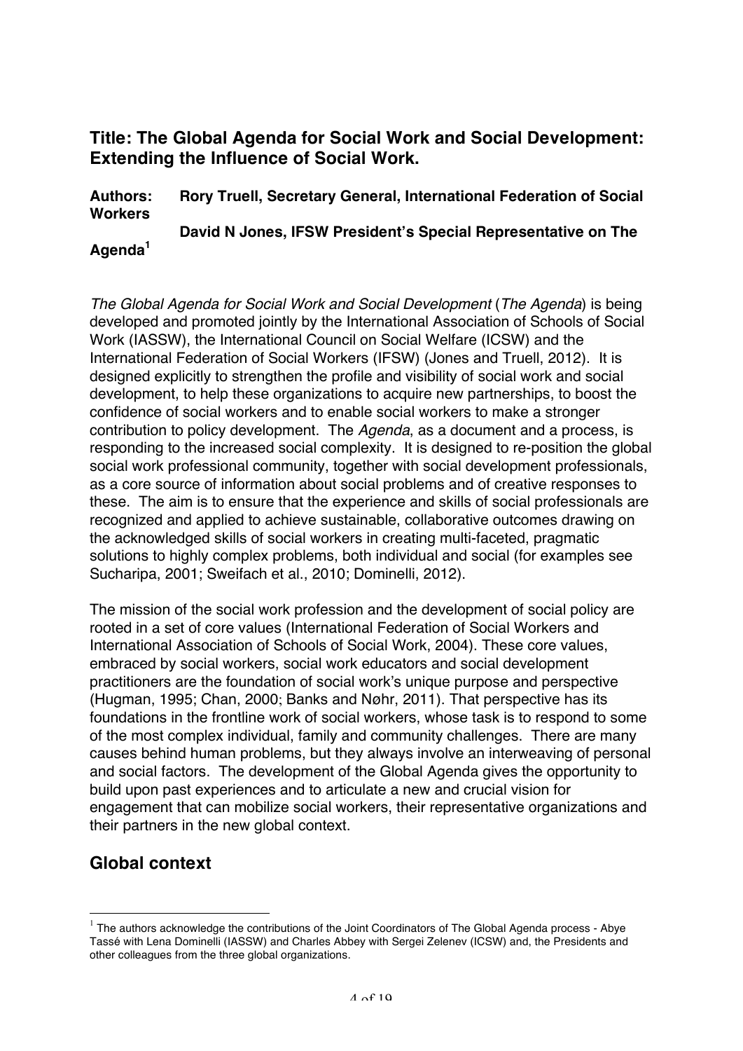## Title: The Global Agenda for Social Work and Social Development: Extending the Influence of Social Work.

**Authors: Rory Truell, Secretary General, International Federation of Social Workers**

**David N Jones, IFSW President's Special Representative on The Agenda**[1]

*The Global Agenda for Social Work and Social Development* (*The Agenda*) is being developed and promoted jointly by the International Association of Schools of Social Work (IASSW), the International Council on Social Welfare (ICSW) and the International Federation of Social Workers (IFSW) (Jones and Truell, 2012). It is designed explicitly to strengthen the profile and visibility of social work and social development, to help these organizations to acquire new partnerships, to boost the confidence of social workers and to enable social workers to make a stronger contribution to policy development. The *Agenda*, as a document and a process, is responding to the increased social complexity. It is designed to re-position the global social work professional community, together with social development professionals, as a core source of information about social problems and of creative responses to these. The aim is to ensure that the experience and skills of social professionals are recognized and applied to achieve sustainable, collaborative outcomes drawing on the acknowledged skills of social workers in creating multi-faceted, pragmatic solutions to highly complex problems, both individual and social (for examples see Sucharipa, 2001; Sweifach et al., 2010; Dominelli, 2012).

The mission of the social work profession and the development of social policy are rooted in a set of core values (International Federation of Social Workers and International Association of Schools of Social Work, 2004). These core values, embraced by social workers, social work educators and social development practitioners are the foundation of social work's unique purpose and perspective (Hugman, 1995; Chan, 2000; Banks and Nøhr, 2011). That perspective has its foundations in the frontline work of social workers, whose task is to respond to some of the most complex individual, family and community challenges. There are many causes behind human problems, but they always involve an interweaving of personal and social factors. The development of the Global Agenda gives the opportunity to build upon past experiences and to articulate a new and crucial vision for engagement that can mobilize social workers, their representative organizations and their partners in the new global context.

## Global context

[1] The authors acknowledge the contributions of the Joint Coordinators of The Global Agenda process - Abye Tassé with Lena Dominelli (IASSW) and Charles Abbey with Sergei Zelenev (ICSW) and, the Presidents and other colleagues from the three global organizations.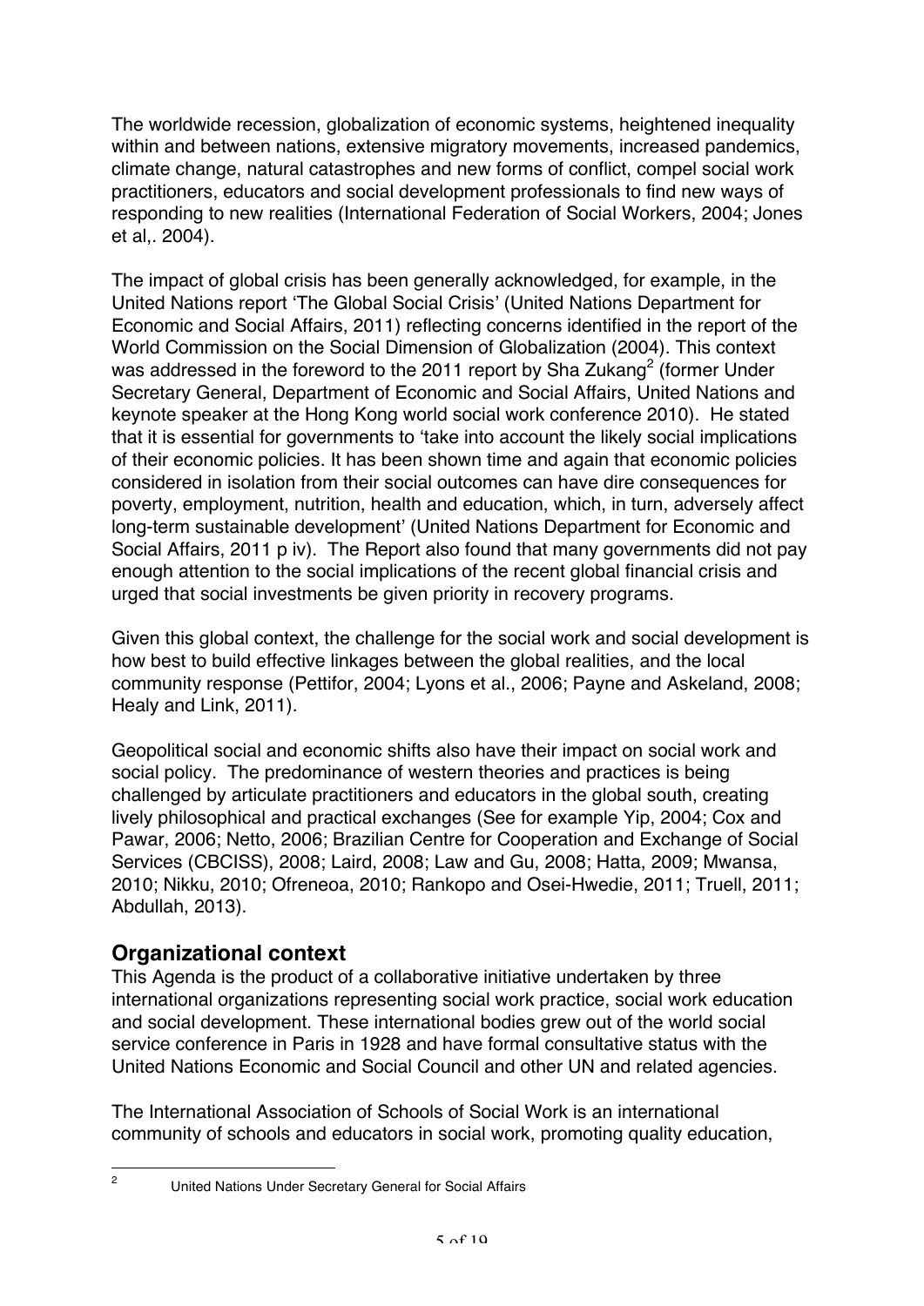The worldwide recession, globalization of economic systems, heightened inequality within and between nations, extensive migratory movements, increased pandemics, climate change, natural catastrophes and new forms of conflict, compel social work practitioners, educators and social development professionals to find new ways of responding to new realities (International Federation of Social Workers, 2004; Jones et al,. 2004).

The impact of global crisis has been generally acknowledged, for example, in the United Nations report 'The Global Social Crisis' (United Nations Department for Economic and Social Affairs, 2011) reflecting concerns identified in the report of the World Commission on the Social Dimension of Globalization (2004). This context was addressed in the foreword to the 2011 report by Sha Zukang[2] (former Under Secretary General, Department of Economic and Social Affairs, United Nations and keynote speaker at the Hong Kong world social work conference 2010). He stated that it is essential for governments to 'take into account the likely social implications of their economic policies. It has been shown time and again that economic policies considered in isolation from their social outcomes can have dire consequences for poverty, employment, nutrition, health and education, which, in turn, adversely affect long-term sustainable development' (United Nations Department for Economic and Social Affairs, 2011 p iv). The Report also found that many governments did not pay enough attention to the social implications of the recent global financial crisis and urged that social investments be given priority in recovery programs.

Given this global context, the challenge for the social work and social development is how best to build effective linkages between the global realities, and the local community response (Pettifor, 2004; Lyons et al., 2006; Payne and Askeland, 2008; Healy and Link, 2011).

Geopolitical social and economic shifts also have their impact on social work and social policy. The predominance of western theories and practices is being challenged by articulate practitioners and educators in the global south, creating lively philosophical and practical exchanges (See for example Yip, 2004; Cox and Pawar, 2006; Netto, 2006; Brazilian Centre for Cooperation and Exchange of Social Services (CBCISS), 2008; Laird, 2008; Law and Gu, 2008; Hatta, 2009; Mwansa, 2010; Nikku, 2010; Ofreneoa, 2010; Rankopo and Osei-Hwedie, 2011; Truell, 2011; Abdullah, 2013).

## Organizational context

This Agenda is the product of a collaborative initiative undertaken by three international organizations representing social work practice, social work education and social development. These international bodies grew out of the world social service conference in Paris in 1928 and have formal consultative status with the United Nations Economic and Social Council and other UN and related agencies.

The International Association of Schools of Social Work is an international community of schools and educators in social work, promoting quality education,

[2] United Nations Under Secretary General for Social Affairs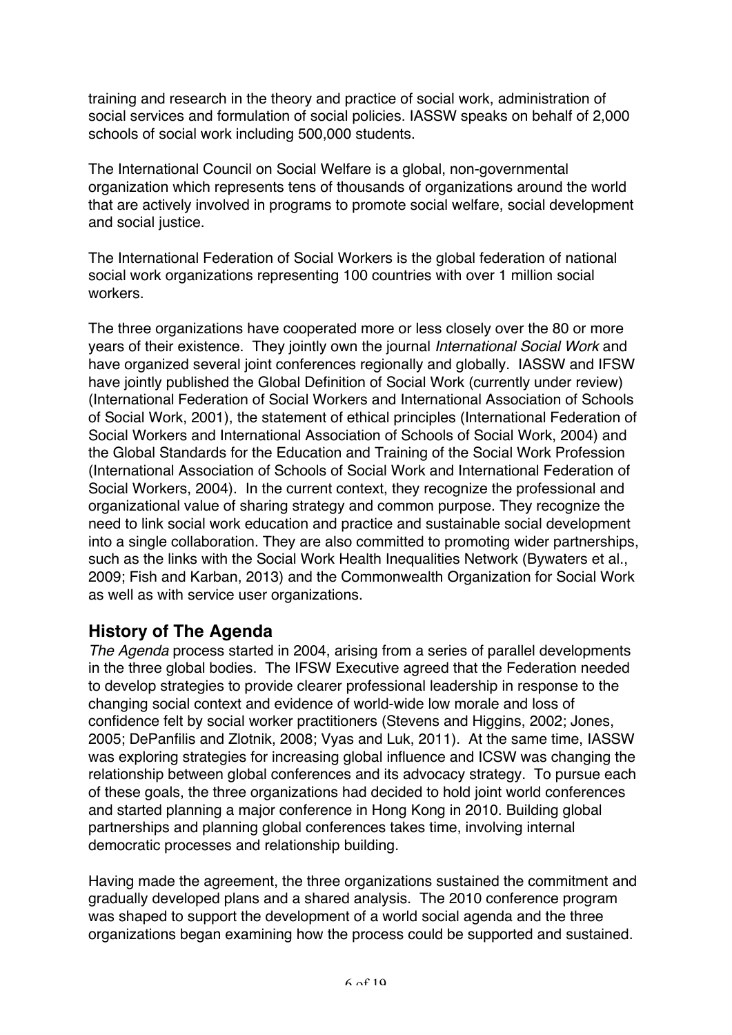training and research in the theory and practice of social work, administration of social services and formulation of social policies. IASSW speaks on behalf of 2,000 schools of social work including 500,000 students.

The International Council on Social Welfare is a global, non-governmental organization which represents tens of thousands of organizations around the world that are actively involved in programs to promote social welfare, social development and social justice.

The International Federation of Social Workers is the global federation of national social work organizations representing 100 countries with over 1 million social workers.

The three organizations have cooperated more or less closely over the 80 or more years of their existence. They jointly own the journal *International Social Work* and have organized several joint conferences regionally and globally. IASSW and IFSW have jointly published the Global Definition of Social Work (currently under review) (International Federation of Social Workers and International Association of Schools of Social Work, 2001), the statement of ethical principles (International Federation of Social Workers and International Association of Schools of Social Work, 2004) and the Global Standards for the Education and Training of the Social Work Profession (International Association of Schools of Social Work and International Federation of Social Workers, 2004). In the current context, they recognize the professional and organizational value of sharing strategy and common purpose. They recognize the need to link social work education and practice and sustainable social development into a single collaboration. They are also committed to promoting wider partnerships, such as the links with the Social Work Health Inequalities Network (Bywaters et al., 2009; Fish and Karban, 2013) and the Commonwealth Organization for Social Work as well as with service user organizations.

## History of The Agenda

*The Agenda* process started in 2004, arising from a series of parallel developments in the three global bodies. The IFSW Executive agreed that the Federation needed to develop strategies to provide clearer professional leadership in response to the changing social context and evidence of world-wide low morale and loss of confidence felt by social worker practitioners (Stevens and Higgins, 2002; Jones, 2005; DePanfilis and Zlotnik, 2008; Vyas and Luk, 2011). At the same time, IASSW was exploring strategies for increasing global influence and ICSW was changing the relationship between global conferences and its advocacy strategy. To pursue each of these goals, the three organizations had decided to hold joint world conferences and started planning a major conference in Hong Kong in 2010. Building global partnerships and planning global conferences takes time, involving internal democratic processes and relationship building.

Having made the agreement, the three organizations sustained the commitment and gradually developed plans and a shared analysis. The 2010 conference program was shaped to support the development of a world social agenda and the three organizations began examining how the process could be supported and sustained.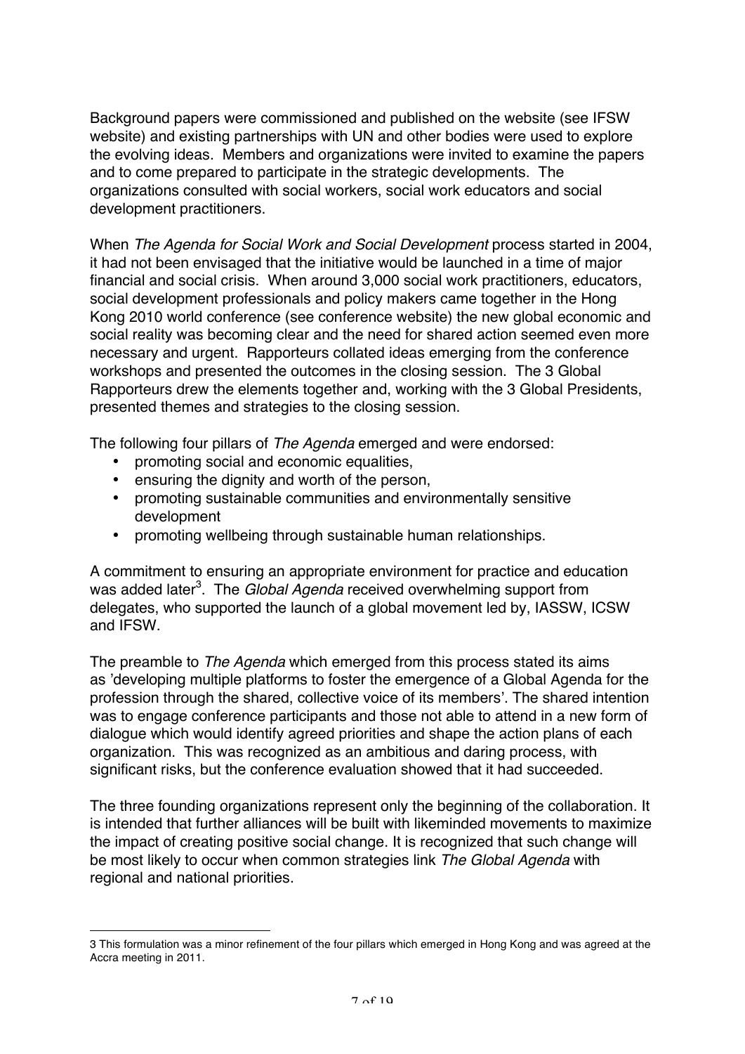Background papers were commissioned and published on the website (see IFSW website) and existing partnerships with UN and other bodies were used to explore the evolving ideas. Members and organizations were invited to examine the papers and to come prepared to participate in the strategic developments. The organizations consulted with social workers, social work educators and social development practitioners.

When *The Agenda for Social Work and Social Development* process started in 2004, it had not been envisaged that the initiative would be launched in a time of major financial and social crisis. When around 3,000 social work practitioners, educators, social development professionals and policy makers came together in the Hong Kong 2010 world conference (see conference website) the new global economic and social reality was becoming clear and the need for shared action seemed even more necessary and urgent. Rapporteurs collated ideas emerging from the conference workshops and presented the outcomes in the closing session. The 3 Global Rapporteurs drew the elements together and, working with the 3 Global Presidents, presented themes and strategies to the closing session.

The following four pillars of *The Agenda* emerged and were endorsed:

- promoting social and economic equalities,
- ensuring the dignity and worth of the person,
- promoting sustainable communities and environmentally sensitive development
- promoting wellbeing through sustainable human relationships.

A commitment to ensuring an appropriate environment for practice and education was added later[3]. The *Global Agenda* received overwhelming support from delegates, who supported the launch of a global movement led by, IASSW, ICSW and IFSW.

The preamble to *The Agenda* which emerged from this process stated its aims as 'developing multiple platforms to foster the emergence of a Global Agenda for the profession through the shared, collective voice of its members'. The shared intention was to engage conference participants and those not able to attend in a new form of dialogue which would identify agreed priorities and shape the action plans of each organization. This was recognized as an ambitious and daring process, with significant risks, but the conference evaluation showed that it had succeeded.

The three founding organizations represent only the beginning of the collaboration. It is intended that further alliances will be built with likeminded movements to maximize the impact of creating positive social change. It is recognized that such change will be most likely to occur when common strategies link *The Global Agenda* with regional and national priorities.

---

3 This formulation was a minor refinement of the four pillars which emerged in Hong Kong and was agreed at the Accra meeting in 2011.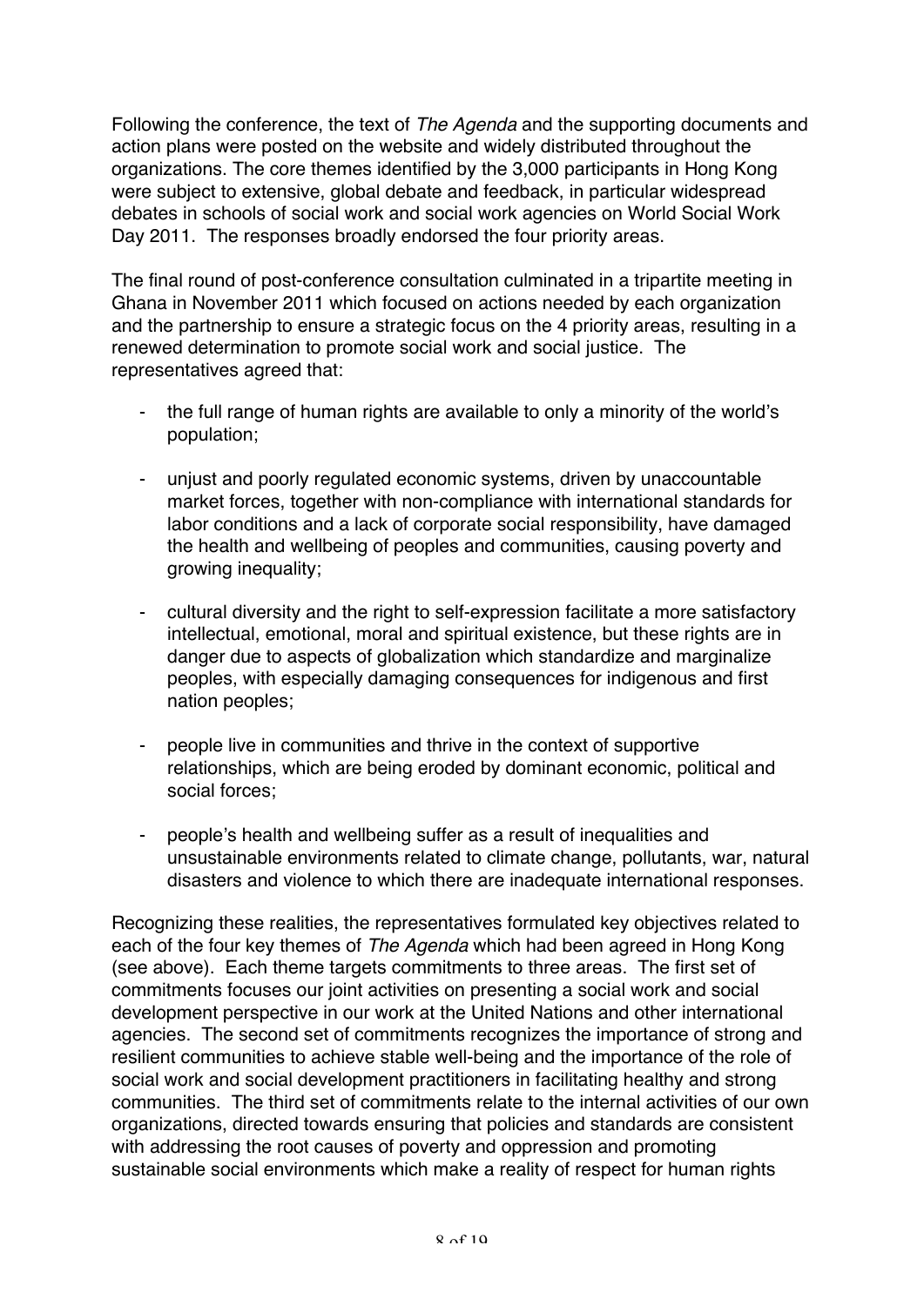Following the conference, the text of *The Agenda* and the supporting documents and action plans were posted on the website and widely distributed throughout the organizations. The core themes identified by the 3,000 participants in Hong Kong were subject to extensive, global debate and feedback, in particular widespread debates in schools of social work and social work agencies on World Social Work Day 2011. The responses broadly endorsed the four priority areas.

The final round of post-conference consultation culminated in a tripartite meeting in Ghana in November 2011 which focused on actions needed by each organization and the partnership to ensure a strategic focus on the 4 priority areas, resulting in a renewed determination to promote social work and social justice. The representatives agreed that:

- the full range of human rights are available to only a minority of the world's population;

- unjust and poorly regulated economic systems, driven by unaccountable market forces, together with non-compliance with international standards for labor conditions and a lack of corporate social responsibility, have damaged the health and wellbeing of peoples and communities, causing poverty and growing inequality;

- cultural diversity and the right to self-expression facilitate a more satisfactory intellectual, emotional, moral and spiritual existence, but these rights are in danger due to aspects of globalization which standardize and marginalize peoples, with especially damaging consequences for indigenous and first nation peoples;

- people live in communities and thrive in the context of supportive relationships, which are being eroded by dominant economic, political and social forces;

- people's health and wellbeing suffer as a result of inequalities and unsustainable environments related to climate change, pollutants, war, natural disasters and violence to which there are inadequate international responses.

Recognizing these realities, the representatives formulated key objectives related to each of the four key themes of *The Agenda* which had been agreed in Hong Kong (see above). Each theme targets commitments to three areas. The first set of commitments focuses our joint activities on presenting a social work and social development perspective in our work at the United Nations and other international agencies. The second set of commitments recognizes the importance of strong and resilient communities to achieve stable well-being and the importance of the role of social work and social development practitioners in facilitating healthy and strong communities. The third set of commitments relate to the internal activities of our own organizations, directed towards ensuring that policies and standards are consistent with addressing the root causes of poverty and oppression and promoting sustainable social environments which make a reality of respect for human rights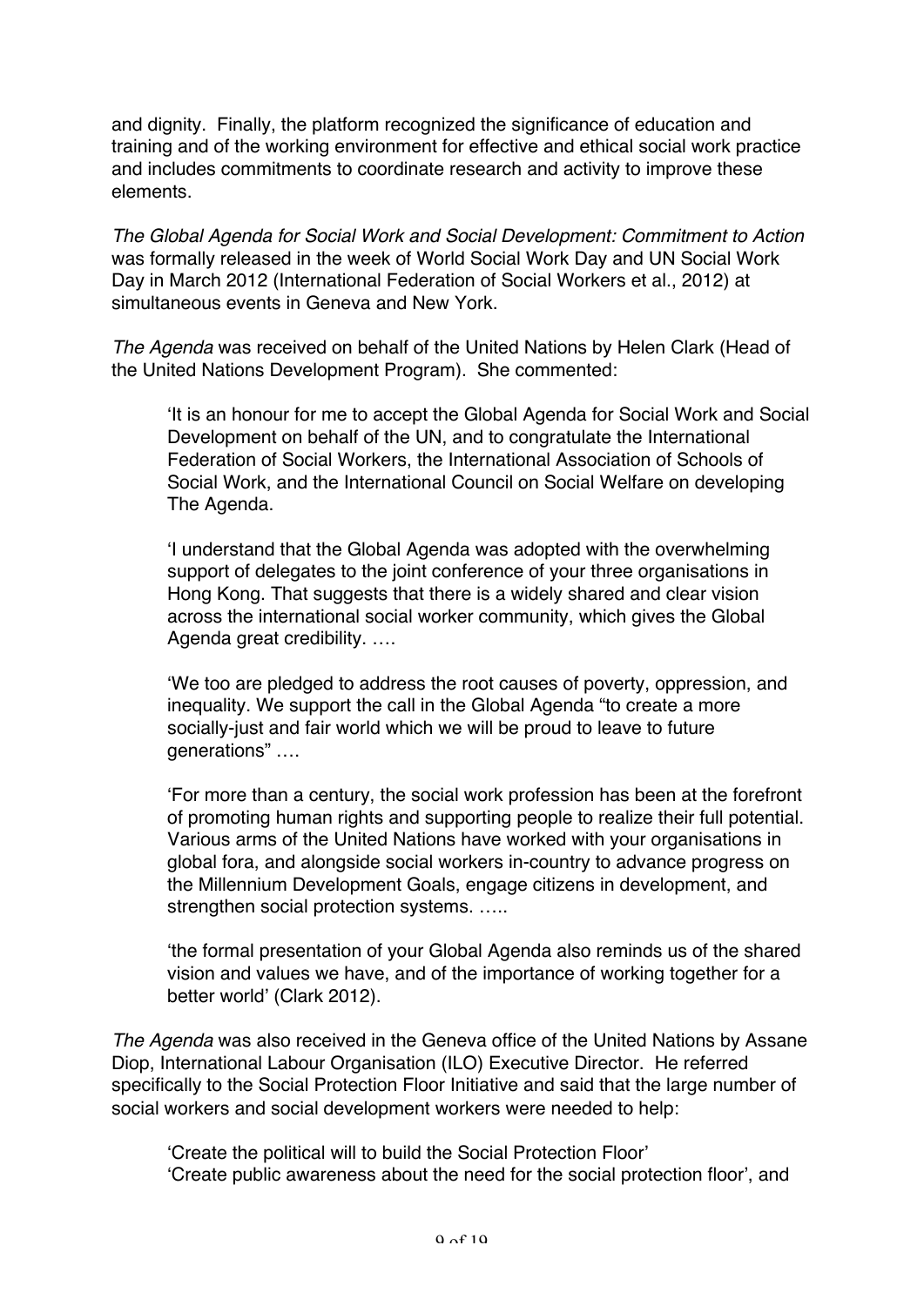and dignity. Finally, the platform recognized the significance of education and training and of the working environment for effective and ethical social work practice and includes commitments to coordinate research and activity to improve these elements.

*The Global Agenda for Social Work and Social Development: Commitment to Action* was formally released in the week of World Social Work Day and UN Social Work Day in March 2012 (International Federation of Social Workers et al., 2012) at simultaneous events in Geneva and New York.

*The Agenda* was received on behalf of the United Nations by Helen Clark (Head of the United Nations Development Program). She commented:

> 'It is an honour for me to accept the Global Agenda for Social Work and Social Development on behalf of the UN, and to congratulate the International Federation of Social Workers, the International Association of Schools of Social Work, and the International Council on Social Welfare on developing The Agenda.
>
> 'I understand that the Global Agenda was adopted with the overwhelming support of delegates to the joint conference of your three organisations in Hong Kong. That suggests that there is a widely shared and clear vision across the international social worker community, which gives the Global Agenda great credibility. ….
>
> 'We too are pledged to address the root causes of poverty, oppression, and inequality. We support the call in the Global Agenda "to create a more socially-just and fair world which we will be proud to leave to future generations" ….
>
> 'For more than a century, the social work profession has been at the forefront of promoting human rights and supporting people to realize their full potential. Various arms of the United Nations have worked with your organisations in global fora, and alongside social workers in-country to advance progress on the Millennium Development Goals, engage citizens in development, and strengthen social protection systems. …..
>
> 'the formal presentation of your Global Agenda also reminds us of the shared vision and values we have, and of the importance of working together for a better world' (Clark 2012).

*The Agenda* was also received in the Geneva office of the United Nations by Assane Diop, International Labour Organisation (ILO) Executive Director. He referred specifically to the Social Protection Floor Initiative and said that the large number of social workers and social development workers were needed to help:

> 'Create the political will to build the Social Protection Floor'
> 'Create public awareness about the need for the social protection floor', and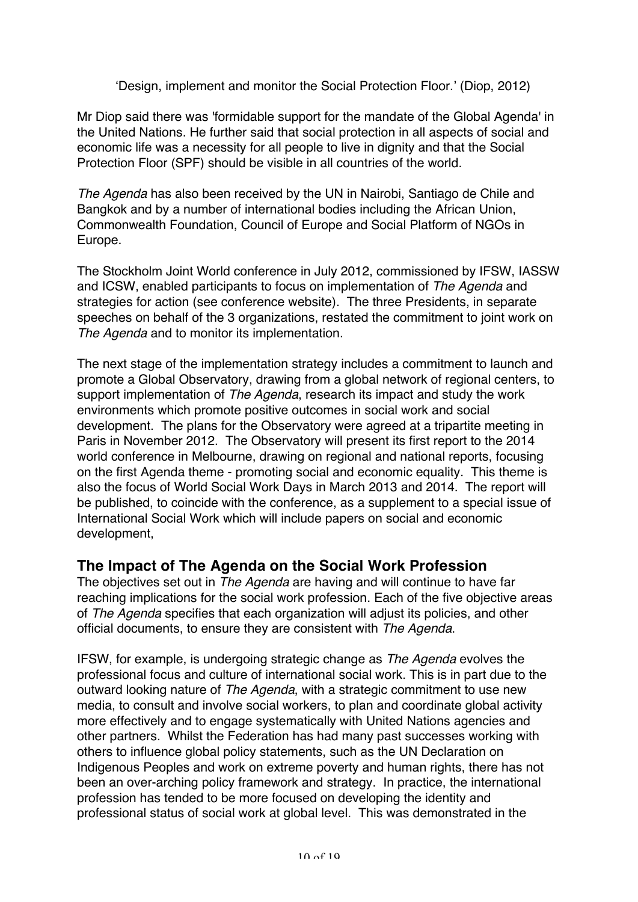'Design, implement and monitor the Social Protection Floor.' (Diop, 2012)

Mr Diop said there was 'formidable support for the mandate of the Global Agenda' in the United Nations. He further said that social protection in all aspects of social and economic life was a necessity for all people to live in dignity and that the Social Protection Floor (SPF) should be visible in all countries of the world.

*The Agenda* has also been received by the UN in Nairobi, Santiago de Chile and Bangkok and by a number of international bodies including the African Union, Commonwealth Foundation, Council of Europe and Social Platform of NGOs in Europe.

The Stockholm Joint World conference in July 2012, commissioned by IFSW, IASSW and ICSW, enabled participants to focus on implementation of *The Agenda* and strategies for action (see conference website). The three Presidents, in separate speeches on behalf of the 3 organizations, restated the commitment to joint work on *The Agenda* and to monitor its implementation.

The next stage of the implementation strategy includes a commitment to launch and promote a Global Observatory, drawing from a global network of regional centers, to support implementation of *The Agenda*, research its impact and study the work environments which promote positive outcomes in social work and social development. The plans for the Observatory were agreed at a tripartite meeting in Paris in November 2012. The Observatory will present its first report to the 2014 world conference in Melbourne, drawing on regional and national reports, focusing on the first Agenda theme - promoting social and economic equality. This theme is also the focus of World Social Work Days in March 2013 and 2014. The report will be published, to coincide with the conference, as a supplement to a special issue of International Social Work which will include papers on social and economic development,

## The Impact of The Agenda on the Social Work Profession

The objectives set out in *The Agenda* are having and will continue to have far reaching implications for the social work profession. Each of the five objective areas of *The Agenda* specifies that each organization will adjust its policies, and other official documents, to ensure they are consistent with *The Agenda*.

IFSW, for example, is undergoing strategic change as *The Agenda* evolves the professional focus and culture of international social work. This is in part due to the outward looking nature of *The Agenda*, with a strategic commitment to use new media, to consult and involve social workers, to plan and coordinate global activity more effectively and to engage systematically with United Nations agencies and other partners. Whilst the Federation has had many past successes working with others to influence global policy statements, such as the UN Declaration on Indigenous Peoples and work on extreme poverty and human rights, there has not been an over-arching policy framework and strategy. In practice, the international profession has tended to be more focused on developing the identity and professional status of social work at global level. This was demonstrated in the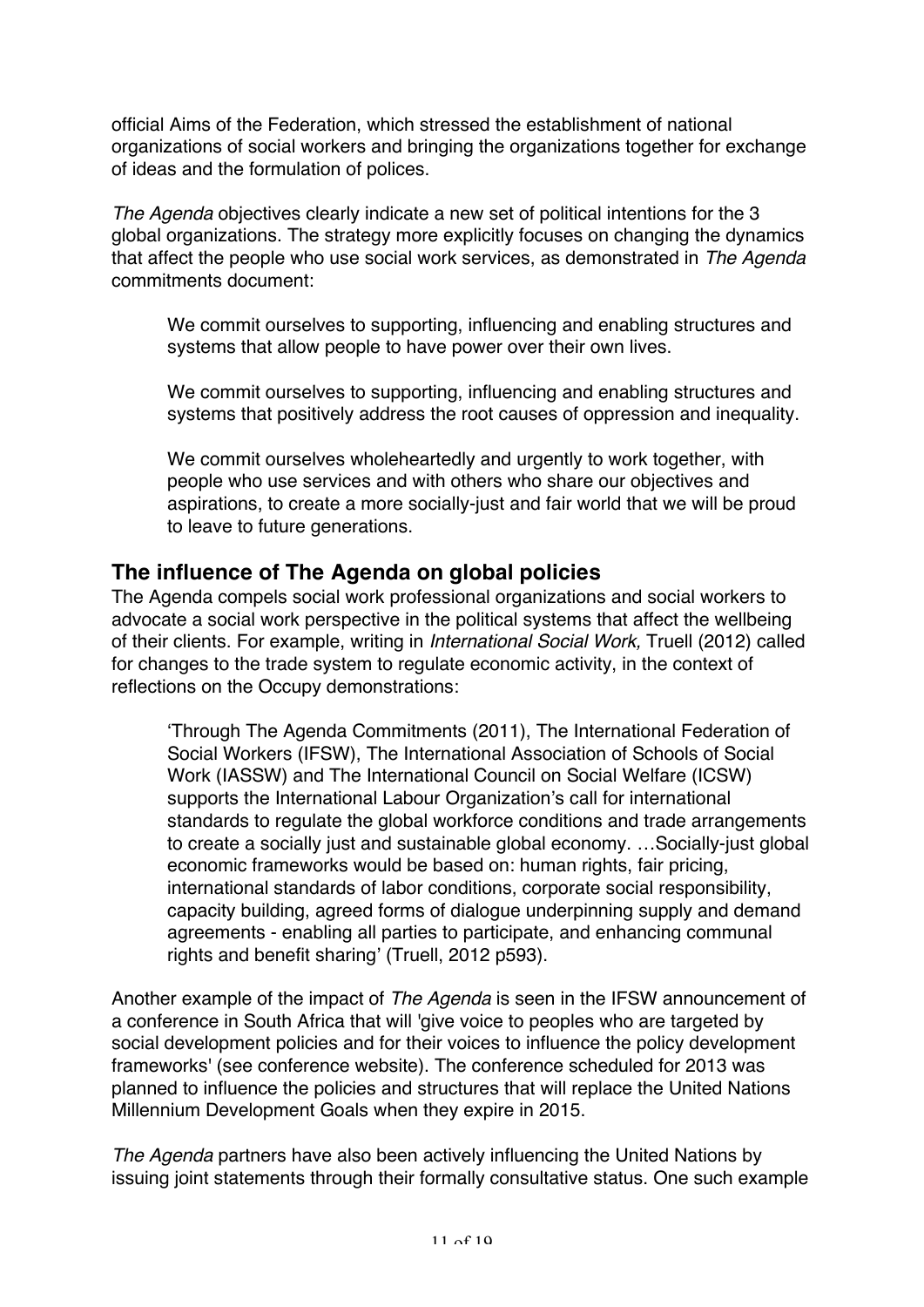official Aims of the Federation, which stressed the establishment of national organizations of social workers and bringing the organizations together for exchange of ideas and the formulation of polices.

*The Agenda* objectives clearly indicate a new set of political intentions for the 3 global organizations. The strategy more explicitly focuses on changing the dynamics that affect the people who use social work services, as demonstrated in *The Agenda* commitments document:

> We commit ourselves to supporting, influencing and enabling structures and systems that allow people to have power over their own lives.
>
> We commit ourselves to supporting, influencing and enabling structures and systems that positively address the root causes of oppression and inequality.
>
> We commit ourselves wholeheartedly and urgently to work together, with people who use services and with others who share our objectives and aspirations, to create a more socially-just and fair world that we will be proud to leave to future generations.

## The influence of The Agenda on global policies

The Agenda compels social work professional organizations and social workers to advocate a social work perspective in the political systems that affect the wellbeing of their clients. For example, writing in *International Social Work,* Truell (2012) called for changes to the trade system to regulate economic activity, in the context of reflections on the Occupy demonstrations:

> 'Through The Agenda Commitments (2011), The International Federation of Social Workers (IFSW), The International Association of Schools of Social Work (IASSW) and The International Council on Social Welfare (ICSW) supports the International Labour Organization's call for international standards to regulate the global workforce conditions and trade arrangements to create a socially just and sustainable global economy. …Socially-just global economic frameworks would be based on: human rights, fair pricing, international standards of labor conditions, corporate social responsibility, capacity building, agreed forms of dialogue underpinning supply and demand agreements - enabling all parties to participate, and enhancing communal rights and benefit sharing' (Truell, 2012 p593).

Another example of the impact of *The Agenda* is seen in the IFSW announcement of a conference in South Africa that will 'give voice to peoples who are targeted by social development policies and for their voices to influence the policy development frameworks' (see conference website). The conference scheduled for 2013 was planned to influence the policies and structures that will replace the United Nations Millennium Development Goals when they expire in 2015.

*The Agenda* partners have also been actively influencing the United Nations by issuing joint statements through their formally consultative status. One such example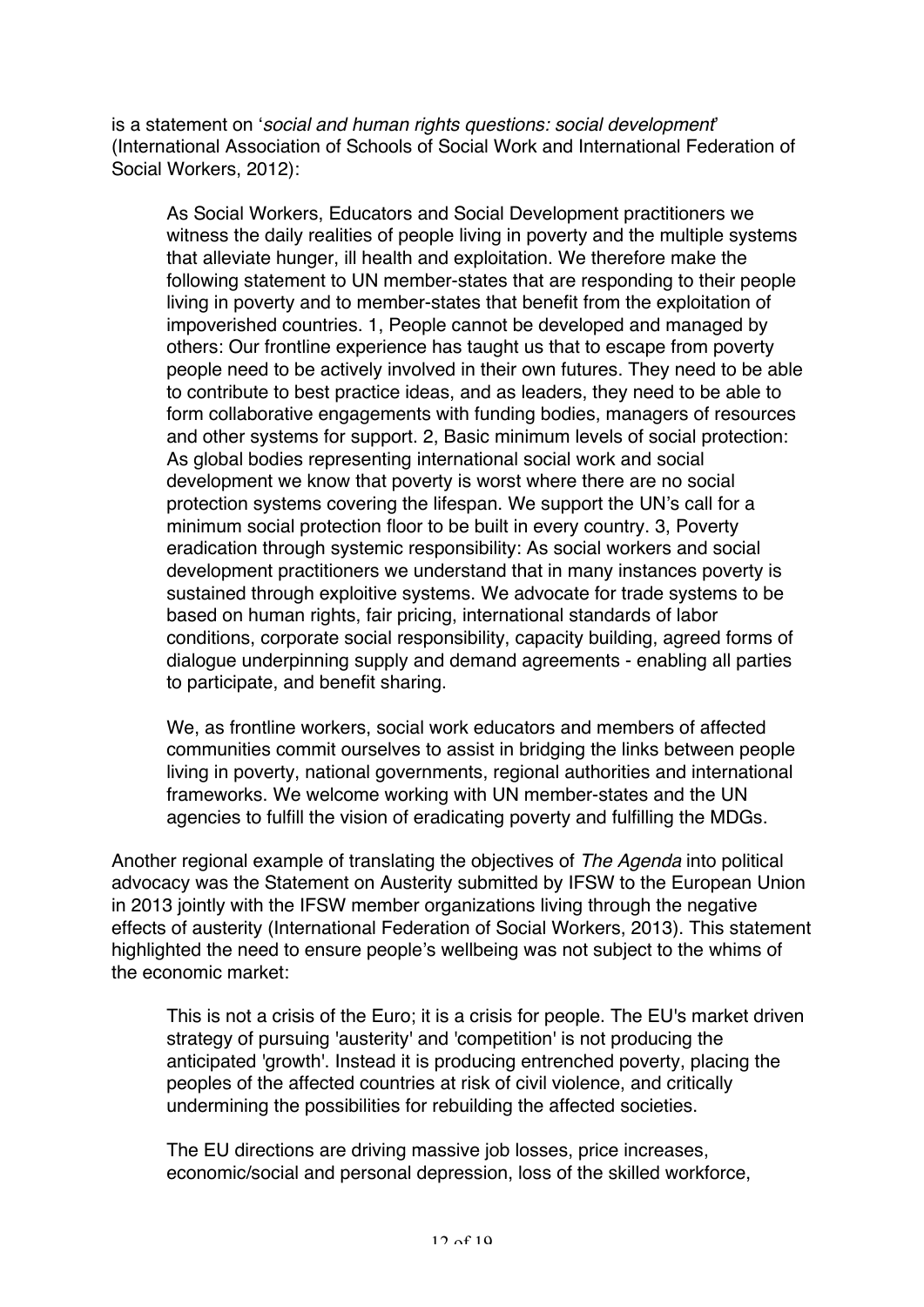is a statement on '*social and human rights questions: social development*' (International Association of Schools of Social Work and International Federation of Social Workers, 2012):

> As Social Workers, Educators and Social Development practitioners we witness the daily realities of people living in poverty and the multiple systems that alleviate hunger, ill health and exploitation. We therefore make the following statement to UN member-states that are responding to their people living in poverty and to member-states that benefit from the exploitation of impoverished countries. 1, People cannot be developed and managed by others: Our frontline experience has taught us that to escape from poverty people need to be actively involved in their own futures. They need to be able to contribute to best practice ideas, and as leaders, they need to be able to form collaborative engagements with funding bodies, managers of resources and other systems for support. 2, Basic minimum levels of social protection: As global bodies representing international social work and social development we know that poverty is worst where there are no social protection systems covering the lifespan. We support the UN's call for a minimum social protection floor to be built in every country. 3, Poverty eradication through systemic responsibility: As social workers and social development practitioners we understand that in many instances poverty is sustained through exploitive systems. We advocate for trade systems to be based on human rights, fair pricing, international standards of labor conditions, corporate social responsibility, capacity building, agreed forms of dialogue underpinning supply and demand agreements - enabling all parties to participate, and benefit sharing.
>
> We, as frontline workers, social work educators and members of affected communities commit ourselves to assist in bridging the links between people living in poverty, national governments, regional authorities and international frameworks. We welcome working with UN member-states and the UN agencies to fulfill the vision of eradicating poverty and fulfilling the MDGs.

Another regional example of translating the objectives of *The Agenda* into political advocacy was the Statement on Austerity submitted by IFSW to the European Union in 2013 jointly with the IFSW member organizations living through the negative effects of austerity (International Federation of Social Workers, 2013). This statement highlighted the need to ensure people's wellbeing was not subject to the whims of the economic market:

> This is not a crisis of the Euro; it is a crisis for people. The EU's market driven strategy of pursuing 'austerity' and 'competition' is not producing the anticipated 'growth'. Instead it is producing entrenched poverty, placing the peoples of the affected countries at risk of civil violence, and critically undermining the possibilities for rebuilding the affected societies.
>
> The EU directions are driving massive job losses, price increases, economic/social and personal depression, loss of the skilled workforce,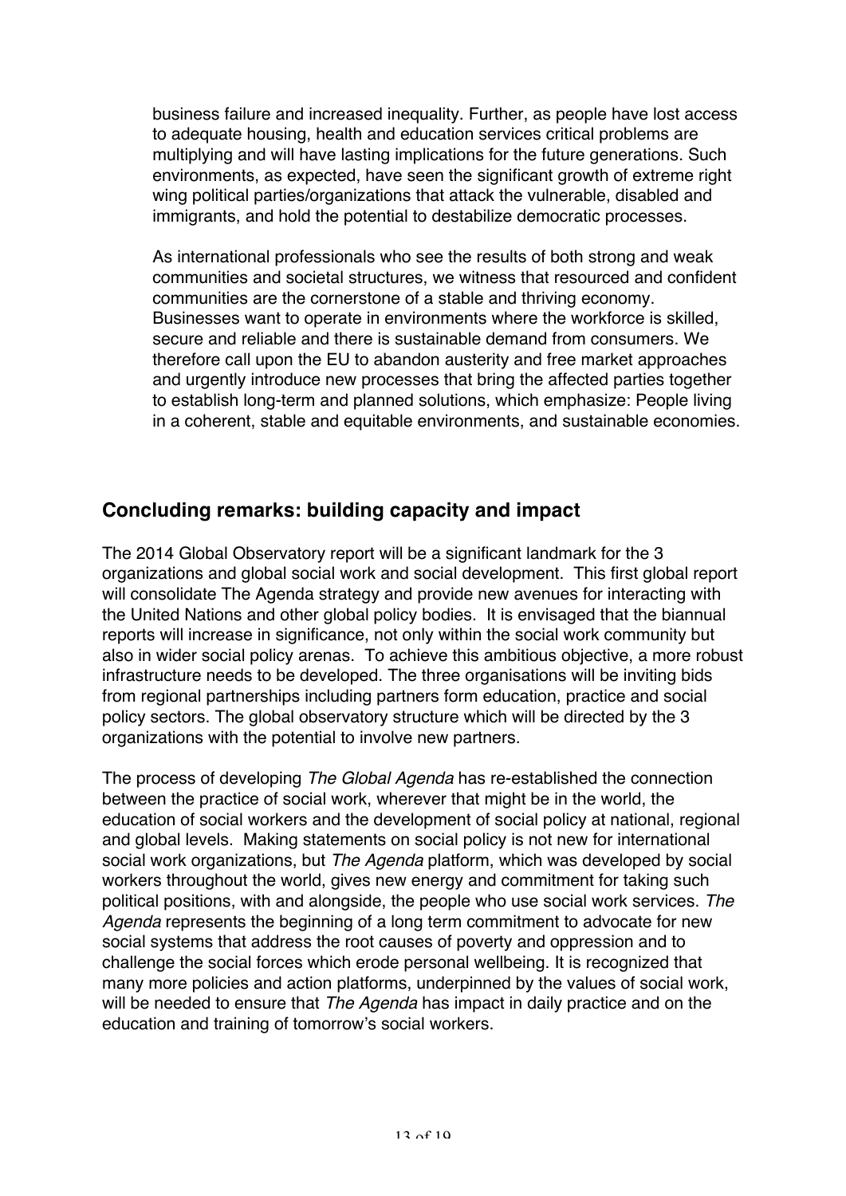business failure and increased inequality. Further, as people have lost access to adequate housing, health and education services critical problems are multiplying and will have lasting implications for the future generations. Such environments, as expected, have seen the significant growth of extreme right wing political parties/organizations that attack the vulnerable, disabled and immigrants, and hold the potential to destabilize democratic processes.

As international professionals who see the results of both strong and weak communities and societal structures, we witness that resourced and confident communities are the cornerstone of a stable and thriving economy. Businesses want to operate in environments where the workforce is skilled, secure and reliable and there is sustainable demand from consumers. We therefore call upon the EU to abandon austerity and free market approaches and urgently introduce new processes that bring the affected parties together to establish long-term and planned solutions, which emphasize: People living in a coherent, stable and equitable environments, and sustainable economies.

## Concluding remarks: building capacity and impact

The 2014 Global Observatory report will be a significant landmark for the 3 organizations and global social work and social development. This first global report will consolidate The Agenda strategy and provide new avenues for interacting with the United Nations and other global policy bodies. It is envisaged that the biannual reports will increase in significance, not only within the social work community but also in wider social policy arenas. To achieve this ambitious objective, a more robust infrastructure needs to be developed. The three organisations will be inviting bids from regional partnerships including partners form education, practice and social policy sectors. The global observatory structure which will be directed by the 3 organizations with the potential to involve new partners.

The process of developing *The Global Agenda* has re-established the connection between the practice of social work, wherever that might be in the world, the education of social workers and the development of social policy at national, regional and global levels. Making statements on social policy is not new for international social work organizations, but *The Agenda* platform, which was developed by social workers throughout the world, gives new energy and commitment for taking such political positions, with and alongside, the people who use social work services. *The Agenda* represents the beginning of a long term commitment to advocate for new social systems that address the root causes of poverty and oppression and to challenge the social forces which erode personal wellbeing. It is recognized that many more policies and action platforms, underpinned by the values of social work, will be needed to ensure that *The Agenda* has impact in daily practice and on the education and training of tomorrow's social workers.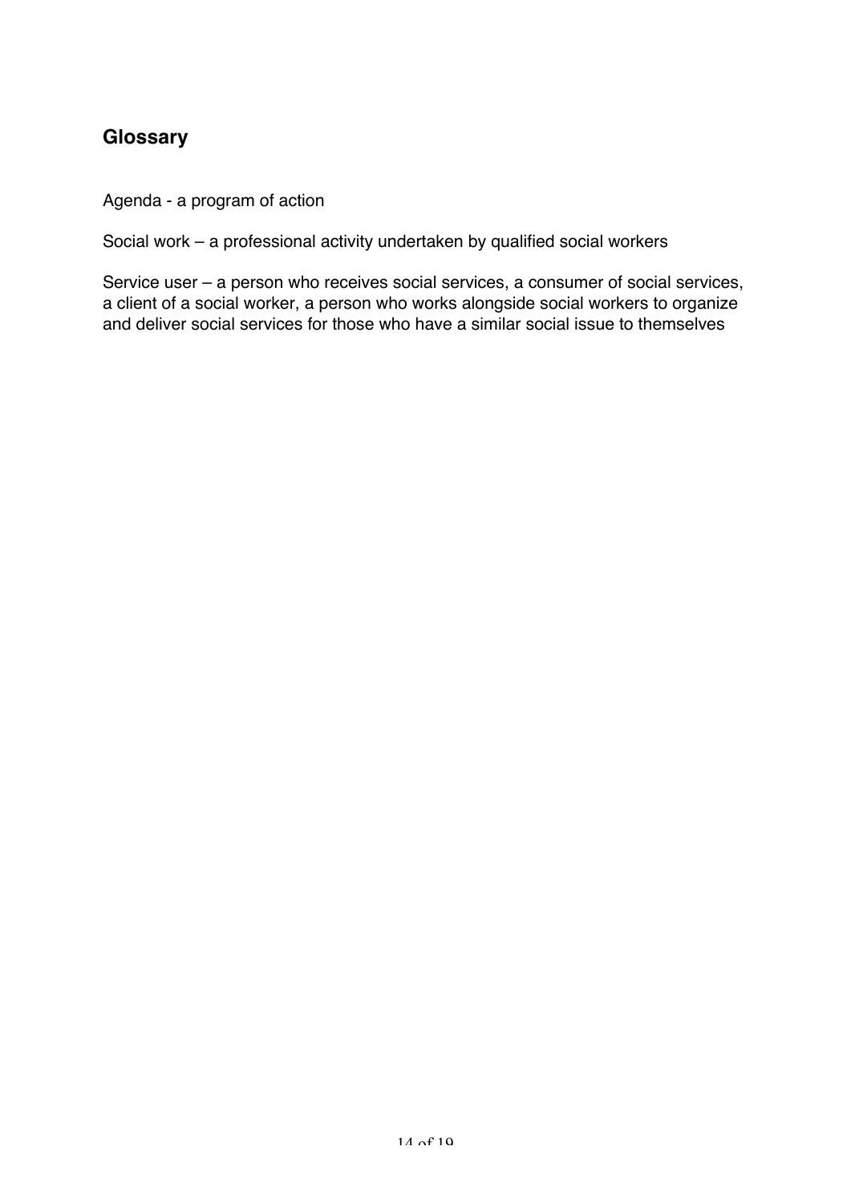## Glossary

Agenda - a program of action

Social work – a professional activity undertaken by qualified social workers

Service user – a person who receives social services, a consumer of social services, a client of a social worker, a person who works alongside social workers to organize and deliver social services for those who have a similar social issue to themselves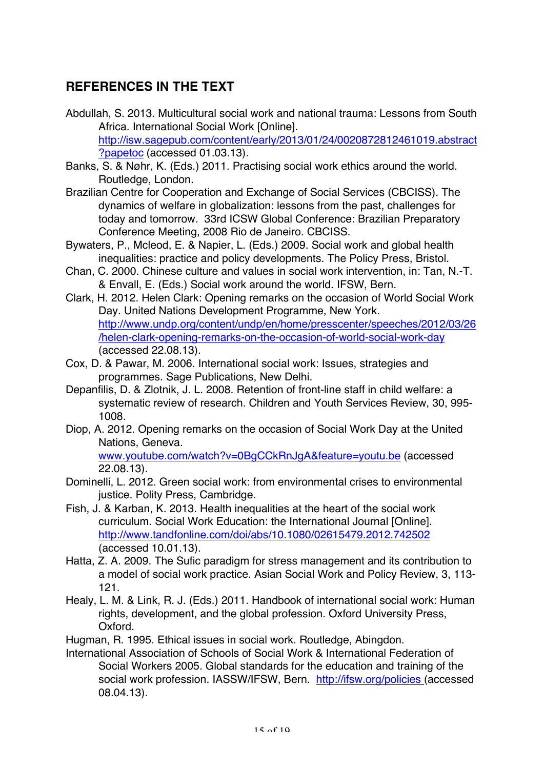## REFERENCES IN THE TEXT

Abdullah, S. 2013. Multicultural social work and national trauma: Lessons from South Africa. International Social Work [Online]. http://isw.sagepub.com/content/early/2013/01/24/0020872812461019.abstract?papetoc (accessed 01.03.13).

Banks, S. & Nøhr, K. (Eds.) 2011. Practising social work ethics around the world. Routledge, London.

Brazilian Centre for Cooperation and Exchange of Social Services (CBCISS). The dynamics of welfare in globalization: lessons from the past, challenges for today and tomorrow. 33rd ICSW Global Conference: Brazilian Preparatory Conference Meeting, 2008 Rio de Janeiro. CBCISS.

Bywaters, P., Mcleod, E. & Napier, L. (Eds.) 2009. Social work and global health inequalities: practice and policy developments. The Policy Press, Bristol.

Chan, C. 2000. Chinese culture and values in social work intervention, in: Tan, N.-T. & Envall, E. (Eds.) Social work around the world. IFSW, Bern.

Clark, H. 2012. Helen Clark: Opening remarks on the occasion of World Social Work Day. United Nations Development Programme, New York. http://www.undp.org/content/undp/en/home/presscenter/speeches/2012/03/26/helen-clark-opening-remarks-on-the-occasion-of-world-social-work-day (accessed 22.08.13).

Cox, D. & Pawar, M. 2006. International social work: Issues, strategies and programmes. Sage Publications, New Delhi.

Depanfilis, D. & Zlotnik, J. L. 2008. Retention of front-line staff in child welfare: a systematic review of research. Children and Youth Services Review, 30, 995-1008.

Diop, A. 2012. Opening remarks on the occasion of Social Work Day at the United Nations, Geneva. www.youtube.com/watch?v=0BgCCkRnJgA&feature=youtu.be (accessed 22.08.13).

Dominelli, L. 2012. Green social work: from environmental crises to environmental justice. Polity Press, Cambridge.

Fish, J. & Karban, K. 2013. Health inequalities at the heart of the social work curriculum. Social Work Education: the International Journal [Online]. http://www.tandfonline.com/doi/abs/10.1080/02615479.2012.742502 (accessed 10.01.13).

Hatta, Z. A. 2009. The Sufic paradigm for stress management and its contribution to a model of social work practice. Asian Social Work and Policy Review, 3, 113-121.

Healy, L. M. & Link, R. J. (Eds.) 2011. Handbook of international social work: Human rights, development, and the global profession. Oxford University Press, Oxford.

Hugman, R. 1995. Ethical issues in social work. Routledge, Abingdon.

International Association of Schools of Social Work & International Federation of Social Workers 2005. Global standards for the education and training of the social work profession. IASSW/IFSW, Bern. http://ifsw.org/policies (accessed 08.04.13).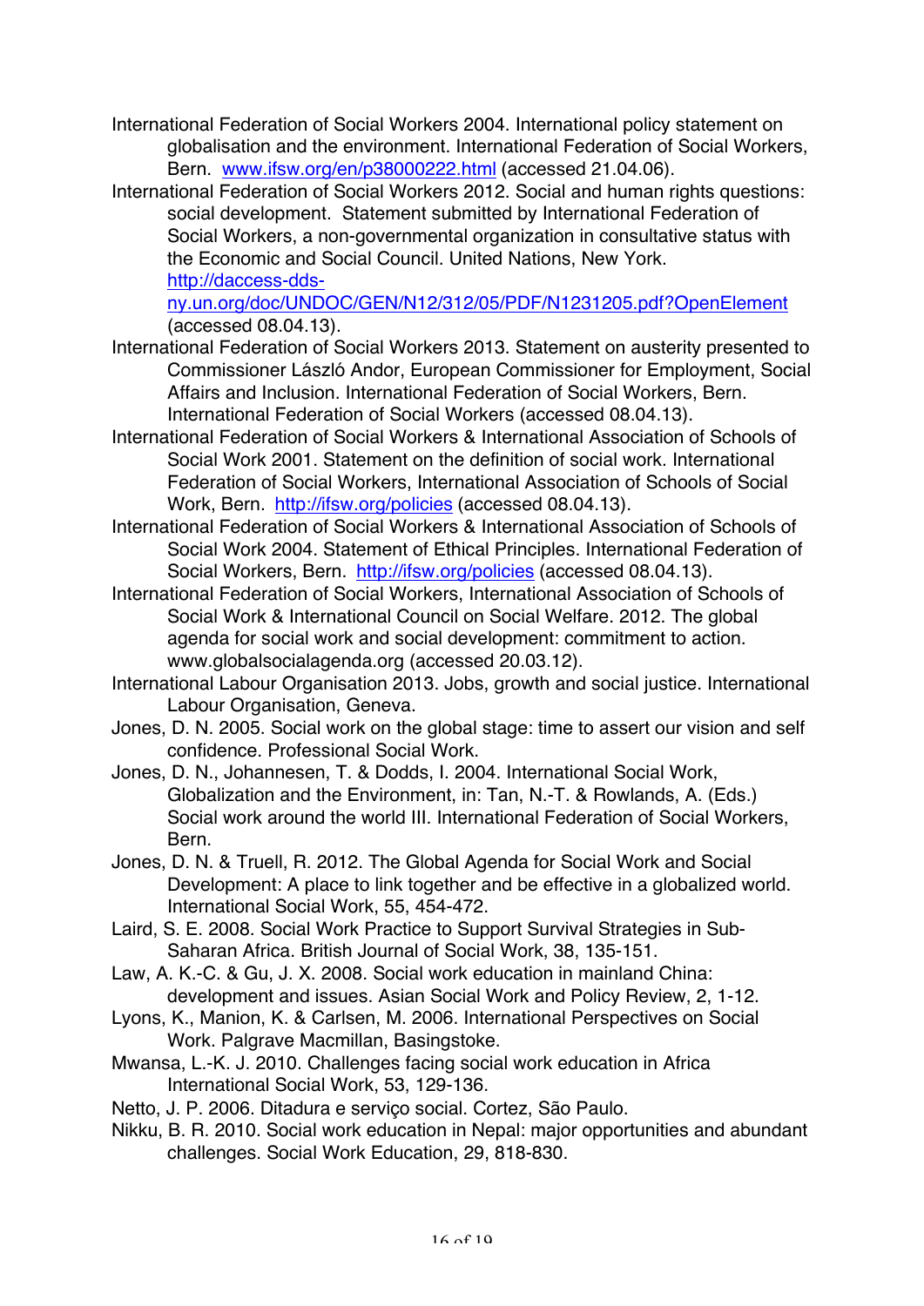International Federation of Social Workers 2004. International policy statement on globalisation and the environment. International Federation of Social Workers, Bern. www.ifsw.org/en/p38000222.html (accessed 21.04.06).

International Federation of Social Workers 2012. Social and human rights questions: social development. Statement submitted by International Federation of Social Workers, a non-governmental organization in consultative status with the Economic and Social Council. United Nations, New York. http://daccess-dds-ny.un.org/doc/UNDOC/GEN/N12/312/05/PDF/N1231205.pdf?OpenElement (accessed 08.04.13).

International Federation of Social Workers 2013. Statement on austerity presented to Commissioner László Andor, European Commissioner for Employment, Social Affairs and Inclusion. International Federation of Social Workers, Bern. International Federation of Social Workers (accessed 08.04.13).

International Federation of Social Workers & International Association of Schools of Social Work 2001. Statement on the definition of social work. International Federation of Social Workers, International Association of Schools of Social Work, Bern. http://ifsw.org/policies (accessed 08.04.13).

International Federation of Social Workers & International Association of Schools of Social Work 2004. Statement of Ethical Principles. International Federation of Social Workers, Bern. http://ifsw.org/policies (accessed 08.04.13).

International Federation of Social Workers, International Association of Schools of Social Work & International Council on Social Welfare. 2012. The global agenda for social work and social development: commitment to action. www.globalsocialagenda.org (accessed 20.03.12).

International Labour Organisation 2013. Jobs, growth and social justice. International Labour Organisation, Geneva.

Jones, D. N. 2005. Social work on the global stage: time to assert our vision and self confidence. Professional Social Work.

Jones, D. N., Johannesen, T. & Dodds, I. 2004. International Social Work, Globalization and the Environment, in: Tan, N.-T. & Rowlands, A. (Eds.) Social work around the world III. International Federation of Social Workers, Bern.

Jones, D. N. & Truell, R. 2012. The Global Agenda for Social Work and Social Development: A place to link together and be effective in a globalized world. International Social Work, 55, 454-472.

Laird, S. E. 2008. Social Work Practice to Support Survival Strategies in Sub-Saharan Africa. British Journal of Social Work, 38, 135-151.

Law, A. K.-C. & Gu, J. X. 2008. Social work education in mainland China: development and issues. Asian Social Work and Policy Review, 2, 1-12.

Lyons, K., Manion, K. & Carlsen, M. 2006. International Perspectives on Social Work. Palgrave Macmillan, Basingstoke.

Mwansa, L.-K. J. 2010. Challenges facing social work education in Africa International Social Work, 53, 129-136.

Netto, J. P. 2006. Ditadura e serviço social. Cortez, São Paulo.

Nikku, B. R. 2010. Social work education in Nepal: major opportunities and abundant challenges. Social Work Education, 29, 818-830.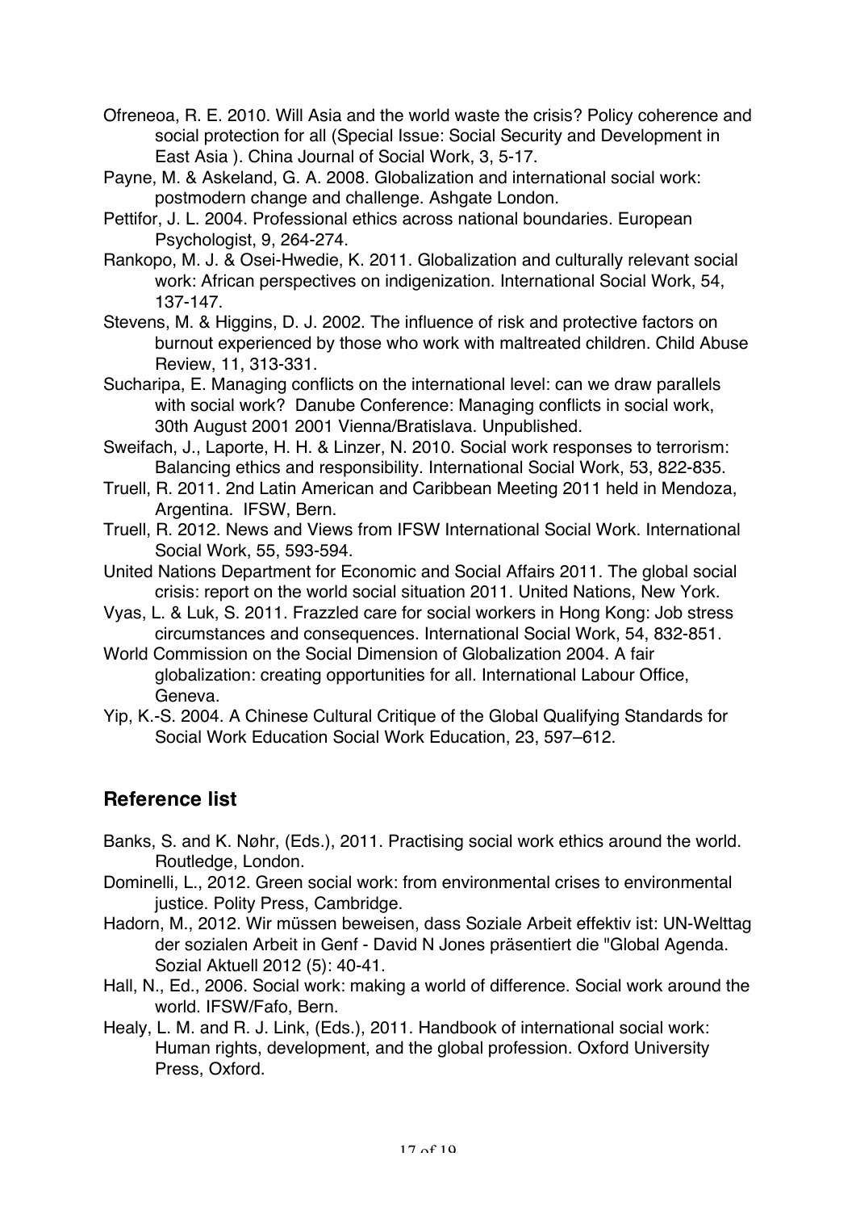Ofreneoa, R. E. 2010. Will Asia and the world waste the crisis? Policy coherence and social protection for all (Special Issue: Social Security and Development in East Asia ). China Journal of Social Work, 3, 5-17.

Payne, M. & Askeland, G. A. 2008. Globalization and international social work: postmodern change and challenge. Ashgate London.

Pettifor, J. L. 2004. Professional ethics across national boundaries. European Psychologist, 9, 264-274.

Rankopo, M. J. & Osei-Hwedie, K. 2011. Globalization and culturally relevant social work: African perspectives on indigenization. International Social Work, 54, 137-147.

Stevens, M. & Higgins, D. J. 2002. The influence of risk and protective factors on burnout experienced by those who work with maltreated children. Child Abuse Review, 11, 313-331.

Sucharipa, E. Managing conflicts on the international level: can we draw parallels with social work? Danube Conference: Managing conflicts in social work, 30th August 2001 2001 Vienna/Bratislava. Unpublished.

Sweifach, J., Laporte, H. H. & Linzer, N. 2010. Social work responses to terrorism: Balancing ethics and responsibility. International Social Work, 53, 822-835.

Truell, R. 2011. 2nd Latin American and Caribbean Meeting 2011 held in Mendoza, Argentina. IFSW, Bern.

Truell, R. 2012. News and Views from IFSW International Social Work. International Social Work, 55, 593-594.

United Nations Department for Economic and Social Affairs 2011. The global social crisis: report on the world social situation 2011. United Nations, New York.

Vyas, L. & Luk, S. 2011. Frazzled care for social workers in Hong Kong: Job stress circumstances and consequences. International Social Work, 54, 832-851.

World Commission on the Social Dimension of Globalization 2004. A fair globalization: creating opportunities for all. International Labour Office, Geneva.

Yip, K.-S. 2004. A Chinese Cultural Critique of the Global Qualifying Standards for Social Work Education Social Work Education, 23, 597–612.

## Reference list

Banks, S. and K. Nøhr, (Eds.), 2011. Practising social work ethics around the world. Routledge, London.

Dominelli, L., 2012. Green social work: from environmental crises to environmental justice. Polity Press, Cambridge.

Hadorn, M., 2012. Wir müssen beweisen, dass Soziale Arbeit effektiv ist: UN-Welttag der sozialen Arbeit in Genf - David N Jones präsentiert die "Global Agenda. Sozial Aktuell 2012 (5): 40-41.

Hall, N., Ed., 2006. Social work: making a world of difference. Social work around the world. IFSW/Fafo, Bern.

Healy, L. M. and R. J. Link, (Eds.), 2011. Handbook of international social work: Human rights, development, and the global profession. Oxford University Press, Oxford.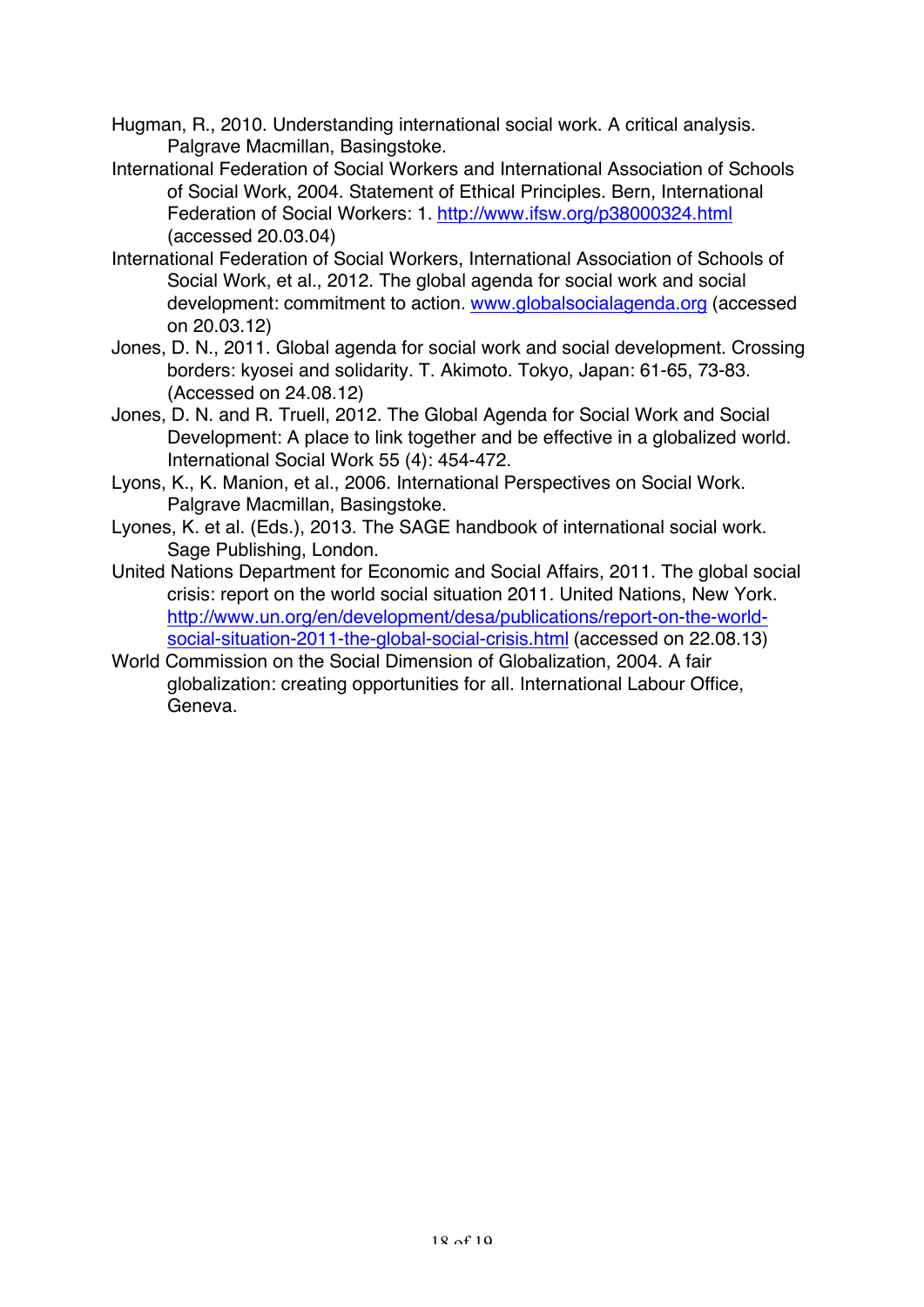Hugman, R., 2010. Understanding international social work. A critical analysis. Palgrave Macmillan, Basingstoke.

International Federation of Social Workers and International Association of Schools of Social Work, 2004. Statement of Ethical Principles. Bern, International Federation of Social Workers: 1. http://www.ifsw.org/p38000324.html (accessed 20.03.04)

International Federation of Social Workers, International Association of Schools of Social Work, et al., 2012. The global agenda for social work and social development: commitment to action. www.globalsocialagenda.org (accessed on 20.03.12)

Jones, D. N., 2011. Global agenda for social work and social development. Crossing borders: kyosei and solidarity. T. Akimoto. Tokyo, Japan: 61-65, 73-83. (Accessed on 24.08.12)

Jones, D. N. and R. Truell, 2012. The Global Agenda for Social Work and Social Development: A place to link together and be effective in a globalized world. International Social Work 55 (4): 454-472.

Lyons, K., K. Manion, et al., 2006. International Perspectives on Social Work. Palgrave Macmillan, Basingstoke.

Lyones, K. et al. (Eds.), 2013. The SAGE handbook of international social work. Sage Publishing, London.

United Nations Department for Economic and Social Affairs, 2011. The global social crisis: report on the world social situation 2011. United Nations, New York. http://www.un.org/en/development/desa/publications/report-on-the-world-social-situation-2011-the-global-social-crisis.html (accessed on 22.08.13)

World Commission on the Social Dimension of Globalization, 2004. A fair globalization: creating opportunities for all. International Labour Office, Geneva.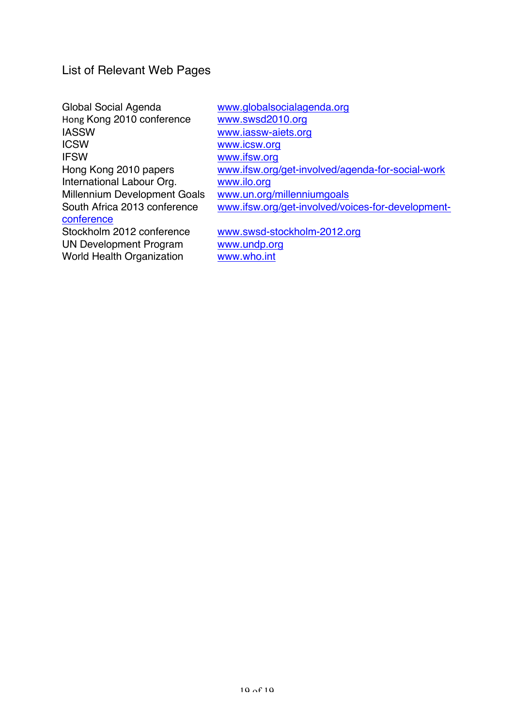## List of Relevant Web Pages

| | |
|---|---|
| Global Social Agenda | www.globalsocialagenda.org |
| Hong Kong 2010 conference | www.swsd2010.org |
| IASSW | www.iassw-aiets.org |
| ICSW | www.icsw.org |
| IFSW | www.ifsw.org |
| Hong Kong 2010 papers | www.ifsw.org/get-involved/agenda-for-social-work |
| International Labour Org. | www.ilo.org |
| Millennium Development Goals | www.un.org/millenniumgoals |
| South Africa 2013 conference | www.ifsw.org/get-involved/voices-for-development-conference |
| Stockholm 2012 conference | www.swsd-stockholm-2012.org |
| UN Development Program | www.undp.org |
| World Health Organization | www.who.int |